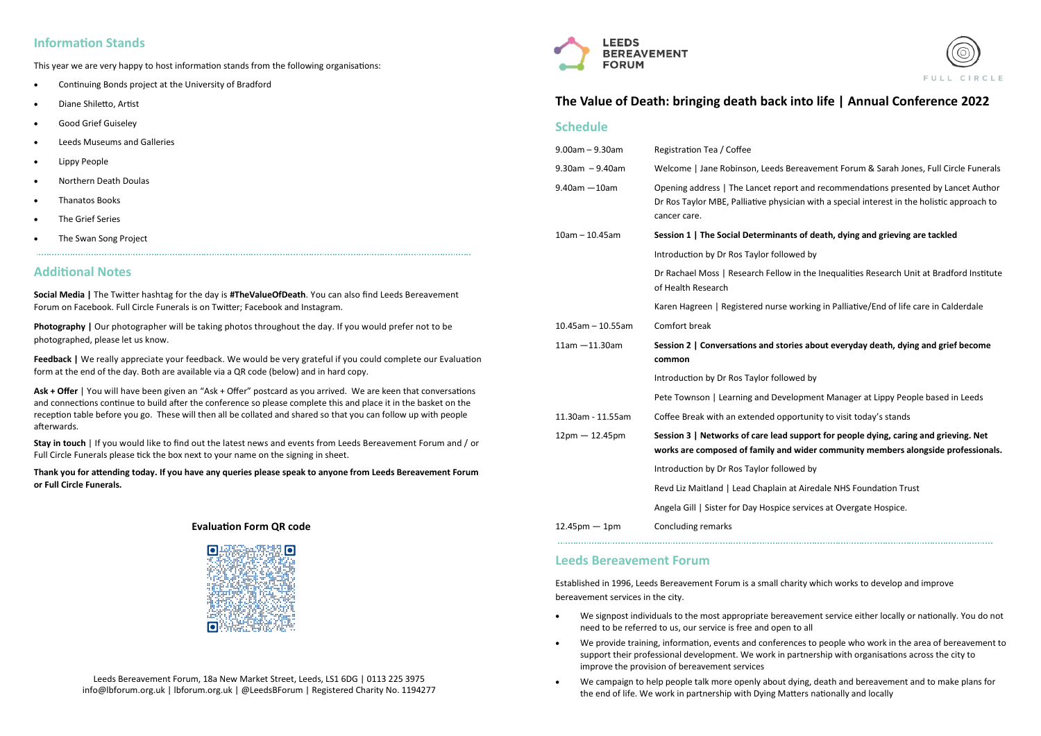## Information Stands

This year we are very happy to host information stands from the following organisations:

- Continuing Bonds project at the University of Bradford
- Diane Shiletto, Artist
- Good Grief Guiseley
- Leeds Museums and Galleries
- Lippy People
- Northern Death Doulas
- Thanatos Books
- The Grief Series
- The Swan Song Project

## Additional Notes

**Social Media |** The Twitter hashtag for the day is **#TheValueOfDeath**. You can also find Leeds Bereavement Forum on Facebook. Full Circle Funerals is on Twitter; Facebook and Instagram.

**Photography |** Our photographer will be taking photos throughout the day. If you would prefer not to be photographed, please let us know.

**Feedback |** We really appreciate your feedback. We would be very grateful if you could complete our Evaluation form at the end of the day. Both are available via a QR code (below) and in hard copy.

**Ask + Offer** | You will have been given an "Ask + Offer" postcard as you arrived. We are keen that conversations and connections continue to build after the conference so please complete this and place it in the basket on the reception table before you go. These will then all be collated and shared so that you can follow up with people afterwards.

**Stay in touch** | If you would like to find out the latest news and events from Leeds Bereavement Forum and / or Full Circle Funerals please tick the box next to your name on the signing in sheet.

**Thank you for attending today. If you have any queries please speak to anyone from Leeds Bereavement Forum or Full Circle Funerals.**

**Evaluation Form QR code**

Leeds Bereavement Forum, 18a New Market Street, Leeds, LS1 6DG | 0113 225 3975
info@lbforum.org.uk | lbforum.org.uk | @LeedsBForum | Registered Charity No. 1194277

LEEDS BEREAVEMENT FORUM

FULL CIRCLE

# The Value of Death: bringing death back into life | Annual Conference 2022

## Schedule

| | |
|---|---|
| 9.00am – 9.30am | Registration Tea / Coffee |
| 9.30am – 9.40am | Welcome \| Jane Robinson, Leeds Bereavement Forum & Sarah Jones, Full Circle Funerals |
| 9.40am —10am | Opening address \| The Lancet report and recommendations presented by Lancet Author Dr Ros Taylor MBE, Palliative physician with a special interest in the holistic approach to cancer care. |
| 10am – 10.45am | **Session 1 \| The Social Determinants of death, dying and grieving are tackled** |
| | Introduction by Dr Ros Taylor followed by |
| | Dr Rachael Moss \| Research Fellow in the Inequalities Research Unit at Bradford Institute of Health Research |
| | Karen Hagreen \| Registered nurse working in Palliative/End of life care in Calderdale |
| 10.45am – 10.55am | Comfort break |
| 11am —11.30am | **Session 2 \| Conversations and stories about everyday death, dying and grief become common** |
| | Introduction by Dr Ros Taylor followed by |
| | Pete Townson \| Learning and Development Manager at Lippy People based in Leeds |
| 11.30am - 11.55am | Coffee Break with an extended opportunity to visit today's stands |
| 12pm — 12.45pm | **Session 3 \| Networks of care lead support for people dying, caring and grieving. Net works are composed of family and wider community members alongside professionals.** |
| | Introduction by Dr Ros Taylor followed by |
| | Revd Liz Maitland \| Lead Chaplain at Airedale NHS Foundation Trust |
| | Angela Gill \| Sister for Day Hospice services at Overgate Hospice. |
| 12.45pm — 1pm | Concluding remarks |

## Leeds Bereavement Forum

Established in 1996, Leeds Bereavement Forum is a small charity which works to develop and improve bereavement services in the city.

- We signpost individuals to the most appropriate bereavement service either locally or nationally. You do not need to be referred to us, our service is free and open to all
- We provide training, information, events and conferences to people who work in the area of bereavement to support their professional development. We work in partnership with organisations across the city to improve the provision of bereavement services
- We campaign to help people talk more openly about dying, death and bereavement and to make plans for the end of life. We work in partnership with Dying Matters nationally and locally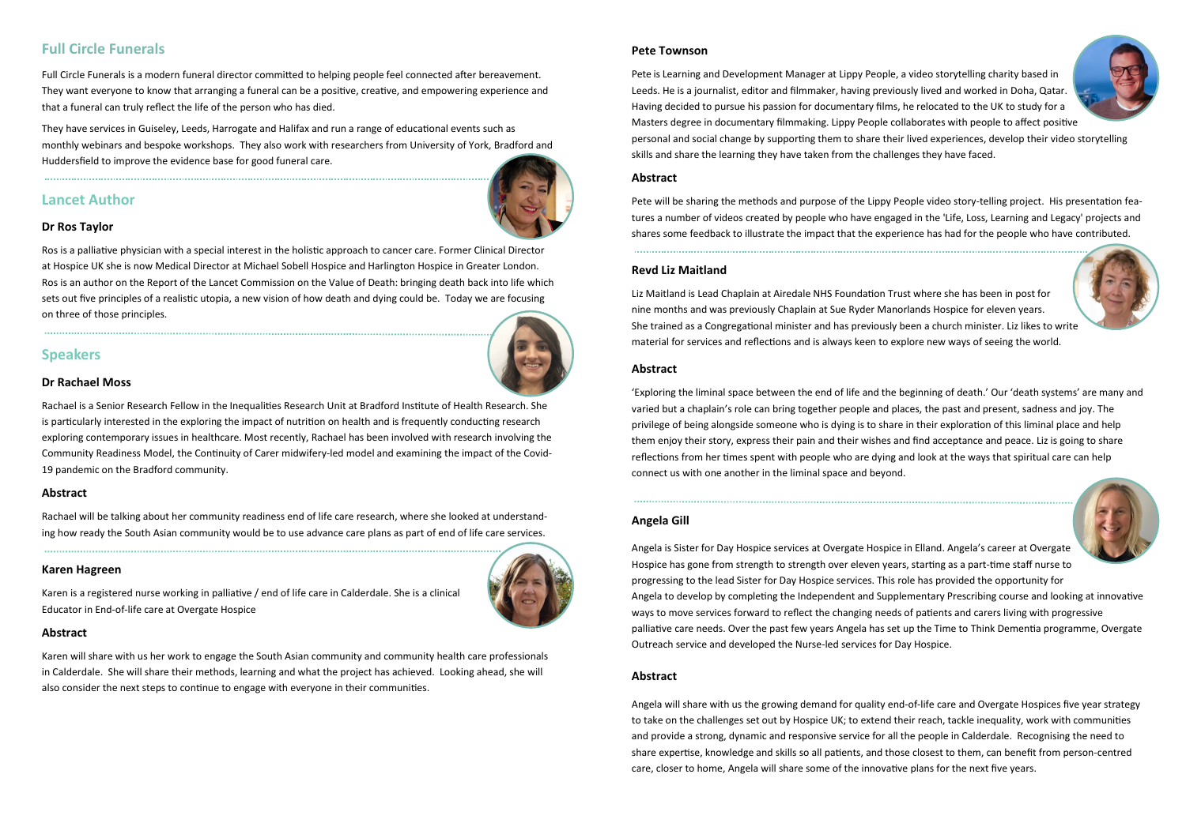## Full Circle Funerals

Full Circle Funerals is a modern funeral director committed to helping people feel connected after bereavement. They want everyone to know that arranging a funeral can be a positive, creative, and empowering experience and that a funeral can truly reflect the life of the person who has died.

They have services in Guiseley, Leeds, Harrogate and Halifax and run a range of educational events such as monthly webinars and bespoke workshops. They also work with researchers from University of York, Bradford and Huddersfield to improve the evidence base for good funeral care.

## Lancet Author

### Dr Ros Taylor

Ros is a palliative physician with a special interest in the holistic approach to cancer care. Former Clinical Director at Hospice UK she is now Medical Director at Michael Sobell Hospice and Harlington Hospice in Greater London. Ros is an author on the Report of the Lancet Commission on the Value of Death: bringing death back into life which sets out five principles of a realistic utopia, a new vision of how death and dying could be. Today we are focusing on three of those principles.

## Speakers

### Dr Rachael Moss

Rachael is a Senior Research Fellow in the Inequalities Research Unit at Bradford Institute of Health Research. She is particularly interested in the exploring the impact of nutrition on health and is frequently conducting research exploring contemporary issues in healthcare. Most recently, Rachael has been involved with research involving the Community Readiness Model, the Continuity of Carer midwifery-led model and examining the impact of the Covid-19 pandemic on the Bradford community.

**Abstract**

Rachael will be talking about her community readiness end of life care research, where she looked at understanding how ready the South Asian community would be to use advance care plans as part of end of life care services.

### Karen Hagreen

Karen is a registered nurse working in palliative / end of life care in Calderdale. She is a clinical Educator in End-of-life care at Overgate Hospice

**Abstract**

Karen will share with us her work to engage the South Asian community and community health care professionals in Calderdale. She will share their methods, learning and what the project has achieved. Looking ahead, she will also consider the next steps to continue to engage with everyone in their communities.

### Pete Townson

Pete is Learning and Development Manager at Lippy People, a video storytelling charity based in Leeds. He is a journalist, editor and filmmaker, having previously lived and worked in Doha, Qatar. Having decided to pursue his passion for documentary films, he relocated to the UK to study for a Masters degree in documentary filmmaking. Lippy People collaborates with people to affect positive personal and social change by supporting them to share their lived experiences, develop their video storytelling skills and share the learning they have taken from the challenges they have faced.

**Abstract**

Pete will be sharing the methods and purpose of the Lippy People video story-telling project. His presentation features a number of videos created by people who have engaged in the 'Life, Loss, Learning and Legacy' projects and shares some feedback to illustrate the impact that the experience has had for the people who have contributed.

### Revd Liz Maitland

Liz Maitland is Lead Chaplain at Airedale NHS Foundation Trust where she has been in post for nine months and was previously Chaplain at Sue Ryder Manorlands Hospice for eleven years. She trained as a Congregational minister and has previously been a church minister. Liz likes to write material for services and reflections and is always keen to explore new ways of seeing the world.

**Abstract**

'Exploring the liminal space between the end of life and the beginning of death.' Our 'death systems' are many and varied but a chaplain's role can bring together people and places, the past and present, sadness and joy. The privilege of being alongside someone who is dying is to share in their exploration of this liminal place and help them enjoy their story, express their pain and their wishes and find acceptance and peace. Liz is going to share reflections from her times spent with people who are dying and look at the ways that spiritual care can help connect us with one another in the liminal space and beyond.

### Angela Gill

Angela is Sister for Day Hospice services at Overgate Hospice in Elland. Angela's career at Overgate Hospice has gone from strength to strength over eleven years, starting as a part-time staff nurse to progressing to the lead Sister for Day Hospice services. This role has provided the opportunity for Angela to develop by completing the Independent and Supplementary Prescribing course and looking at innovative ways to move services forward to reflect the changing needs of patients and carers living with progressive palliative care needs. Over the past few years Angela has set up the Time to Think Dementia programme, Overgate Outreach service and developed the Nurse-led services for Day Hospice.

**Abstract**

Angela will share with us the growing demand for quality end-of-life care and Overgate Hospices five year strategy to take on the challenges set out by Hospice UK; to extend their reach, tackle inequality, work with communities and provide a strong, dynamic and responsive service for all the people in Calderdale. Recognising the need to share expertise, knowledge and skills so all patients, and those closest to them, can benefit from person-centred care, closer to home, Angela will share some of the innovative plans for the next five years.